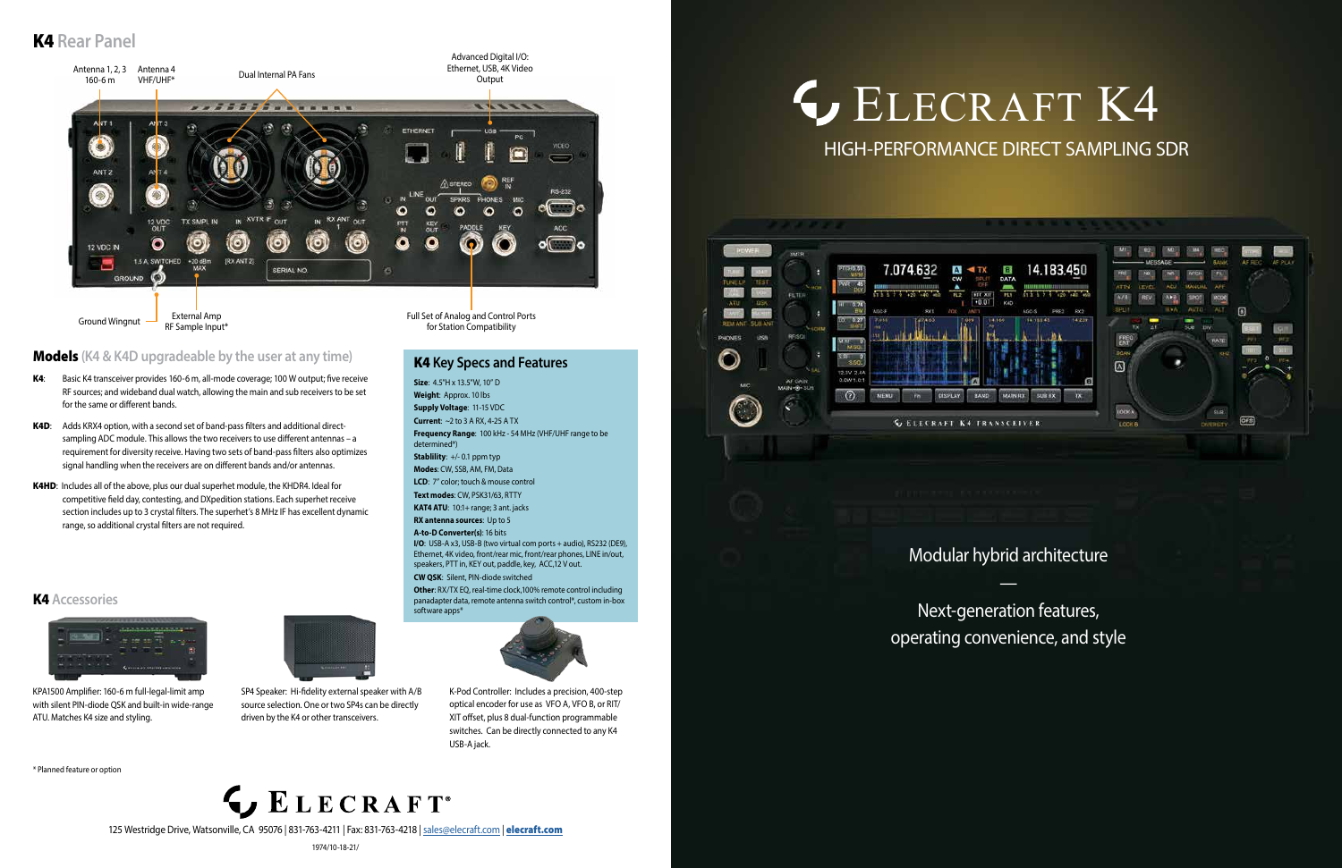## K4 Rear Panel

Antenna 1, 2, 3
160-6 m

Antenna 4
VHF/UHF*

Dual Internal PA Fans

Advanced Digital I/O:
Ethernet, USB, 4K Video
Output

Ground Wingnut

External Amp
RF Sample Input*

Full Set of Analog and Control Ports
for Station Compatibility

## Models (K4 & K4D upgradeable by the user at any time)

**K4**: Basic K4 transceiver provides 160-6 m, all-mode coverage; 100 W output; five receive RF sources; and wideband dual watch, allowing the main and sub receivers to be set for the same or different bands.

**K4D**: Adds KRX4 option, with a second set of band-pass filters and additional direct-sampling ADC module. This allows the two receivers to use different antennas – a requirement for diversity receive. Having two sets of band-pass filters also optimizes signal handling when the receivers are on different bands and/or antennas.

**K4HD**: Includes all of the above, plus our dual superhet module, the KHDR4. Ideal for competitive field day, contesting, and DXpedition stations. Each superhet receive section includes up to 3 crystal filters. The superhet's 8 MHz IF has excellent dynamic range, so additional crystal filters are not required.

## K4 Key Specs and Features

**Size**: 4.5"H x 13.5"W, 10" D
**Weight**: Approx. 10 lbs
**Supply Voltage**: 11-15 VDC
**Current**: ~2 to 3 A RX, 4-25 A TX
**Frequency Range**: 100 kHz - 54 MHz (VHF/UHF range to be determined*)
**Stability**: +/- 0.1 ppm typ
**Modes**: CW, SSB, AM, FM, Data
**LCD**: 7" color; touch & mouse control
**Text modes**: CW, PSK31/63, RTTY
**KAT4 ATU**: 10:1+ range; 3 ant. jacks
**RX antenna sources**: Up to 5
**A-to-D Converter(s)**: 16 bits
**I/O**: USB-A x3, USB-B (two virtual com ports + audio), RS232 (DE9), Ethernet, 4K video, front/rear mic, front/rear phones, LINE in/out, speakers, PTT in, KEY out, paddle, key, ACC,12 V out.
**CW QSK**: Silent, PIN-diode switched
**Other**: RX/TX EQ, real-time clock,100% remote control including panadapter data, remote antenna switch control*, custom in-box software apps*

## K4 Accessories

KPA1500 Amplifier: 160-6 m full-legal-limit amp with silent PIN-diode QSK and built-in wide-range ATU. Matches K4 size and styling.

SP4 Speaker: Hi-fidelity external speaker with A/B source selection. One or two SP4s can be directly driven by the K4 or other transceivers.

K-Pod Controller: Includes a precision, 400-step optical encoder for use as VFO A, VFO B, or RIT/XIT offset, plus 8 dual-function programmable switches. Can be directly connected to any K4 USB-A jack.

\* Planned feature or option

ELECRAFT®

125 Westridge Drive, Watsonville, CA 95076 | 831-763-4211 | Fax: 831-763-4218 | sales@elecraft.com | **elecraft.com**

1974/10-18-21/

# ELECRAFT K4

## HIGH-PERFORMANCE DIRECT SAMPLING SDR

Modular hybrid architecture

—

Next-generation features,
operating convenience, and style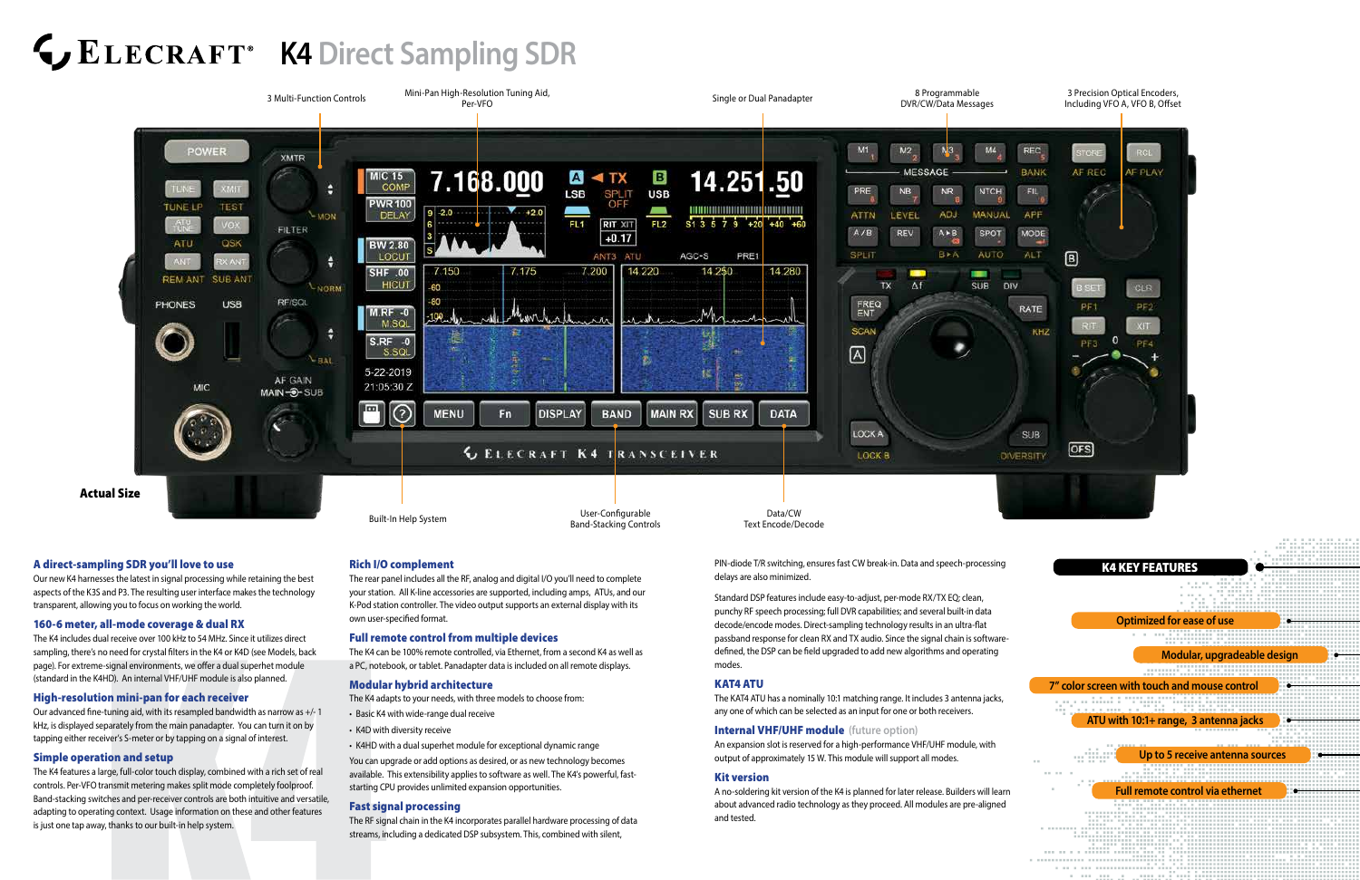# ELECRAFT® K4 Direct Sampling SDR

3 Multi-Function Controls

Mini-Pan High-Resolution Tuning Aid, Per-VFO

Single or Dual Panadapter

8 Programmable DVR/CW/Data Messages

3 Precision Optical Encoders, Including VFO A, VFO B, Offset

Built-In Help System

User-Configurable Band-Stacking Controls

Data/CW Text Encode/Decode

**Actual Size**

### A direct-sampling SDR you'll love to use

Our new K4 harnesses the latest in signal processing while retaining the best aspects of the K3S and P3. The resulting user interface makes the technology transparent, allowing you to focus on working the world.

### 160-6 meter, all-mode coverage & dual RX

The K4 includes dual receive over 100 kHz to 54 MHz. Since it utilizes direct sampling, there's no need for crystal filters in the K4 or K4D (see Models, back page). For extreme-signal environments, we offer a dual superhet module (standard in the K4HD). An internal VHF/UHF module is also planned.

### High-resolution mini-pan for each receiver

Our advanced fine-tuning aid, with its resampled bandwidth as narrow as +/- 1 kHz, is displayed separately from the main panadapter. You can turn it on by tapping either receiver's S-meter or by tapping on a signal of interest.

### Simple operation and setup

The K4 features a large, full-color touch display, combined with a rich set of real controls. Per-VFO transmit metering makes split mode completely foolproof. Band-stacking switches and per-receiver controls are both intuitive and versatile, adapting to operating context. Usage information on these and other features is just one tap away, thanks to our built-in help system.

### Rich I/O complement

The rear panel includes all the RF, analog and digital I/O you'll need to complete your station. All K-line accessories are supported, including amps, ATUs, and our K-Pod station controller. The video output supports an external display with its own user-specified format.

### Full remote control from multiple devices

The K4 can be 100% remote controlled, via Ethernet, from a second K4 as well as a PC, notebook, or tablet. Panadapter data is included on all remote displays.

### Modular hybrid architecture

The K4 adapts to your needs, with three models to choose from:

- Basic K4 with wide-range dual receive
- K4D with diversity receive
- K4HD with a dual superhet module for exceptional dynamic range

You can upgrade or add options as desired, or as new technology becomes available. This extensibility applies to software as well. The K4's powerful, fast-starting CPU provides unlimited expansion opportunities.

### Fast signal processing

The RF signal chain in the K4 incorporates parallel hardware processing of data streams, including a dedicated DSP subsystem. This, combined with silent, PIN-diode T/R switching, ensures fast CW break-in. Data and speech-processing delays are also minimized.

Standard DSP features include easy-to-adjust, per-mode RX/TX EQ; clean, punchy RF speech processing; full DVR capabilities; and several built-in data decode/encode modes. Direct-sampling technology results in an ultra-flat passband response for clean RX and TX audio. Since the signal chain is software-defined, the DSP can be field upgraded to add new algorithms and operating modes.

### KAT4 ATU

The KAT4 ATU has a nominally 10:1 matching range. It includes 3 antenna jacks, any one of which can be selected as an input for one or both receivers.

### Internal VHF/UHF module (future option)

An expansion slot is reserved for a high-performance VHF/UHF module, with output of approximately 15 W. This module will support all modes.

### Kit version

A no-soldering kit version of the K4 is planned for later release. Builders will learn about advanced radio technology as they proceed. All modules are pre-aligned and tested.

### K4 KEY FEATURES

- Optimized for ease of use
- Modular, upgradeable design
- 7" color screen with touch and mouse control
- ATU with 10:1+ range, 3 antenna jacks
- Up to 5 receive antenna sources
- Full remote control via ethernet